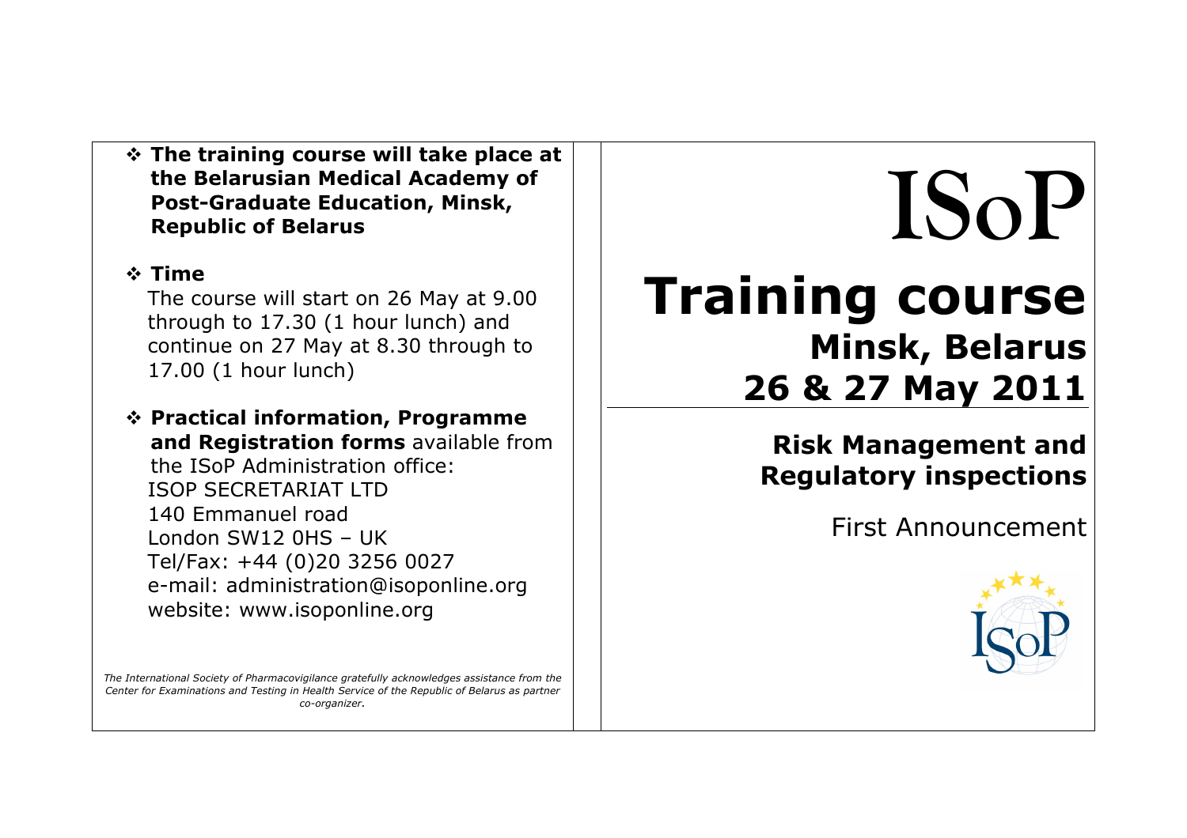# ISoP

# Training course

## Minsk, Belarus
## 26 & 27 May 2011

### Risk Management and Regulatory inspections

First Announcement

- **The training course will take place at the Belarusian Medical Academy of Post-Graduate Education, Minsk, Republic of Belarus**

- **Time**

  The course will start on 26 May at 9.00 through to 17.30 (1 hour lunch) and continue on 27 May at 8.30 through to 17.00 (1 hour lunch)

- **Practical information, Programme and Registration forms** available from the ISoP Administration office:
  ISOP SECRETARIAT LTD
  140 Emmanuel road
  London SW12 0HS – UK
  Tel/Fax: +44 (0)20 3256 0027
  e-mail: administration@isoponline.org
  website: www.isoponline.org

*The International Society of Pharmacovigilance gratefully acknowledges assistance from the Center for Examinations and Testing in Health Service of the Republic of Belarus as partner co-organizer.*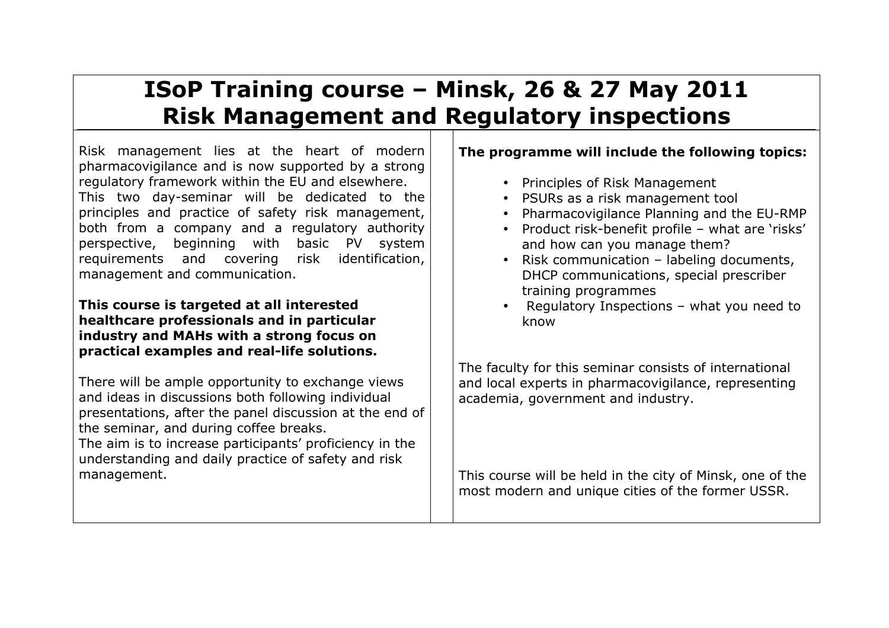# ISoP Training course – Minsk, 26 & 27 May 2011
# Risk Management and Regulatory inspections

Risk management lies at the heart of modern pharmacovigilance and is now supported by a strong regulatory framework within the EU and elsewhere.
This two day-seminar will be dedicated to the principles and practice of safety risk management, both from a company and a regulatory authority perspective, beginning with basic PV system requirements and covering risk identification, management and communication.

**This course is targeted at all interested healthcare professionals and in particular industry and MAHs with a strong focus on practical examples and real-life solutions.**

There will be ample opportunity to exchange views and ideas in discussions both following individual presentations, after the panel discussion at the end of the seminar, and during coffee breaks.
The aim is to increase participants' proficiency in the understanding and daily practice of safety and risk management.

**The programme will include the following topics:**

- Principles of Risk Management
- PSURs as a risk management tool
- Pharmacovigilance Planning and the EU-RMP
- Product risk-benefit profile – what are 'risks' and how can you manage them?
- Risk communication – labeling documents, DHCP communications, special prescriber training programmes
- Regulatory Inspections – what you need to know

The faculty for this seminar consists of international and local experts in pharmacovigilance, representing academia, government and industry.

This course will be held in the city of Minsk, one of the most modern and unique cities of the former USSR.